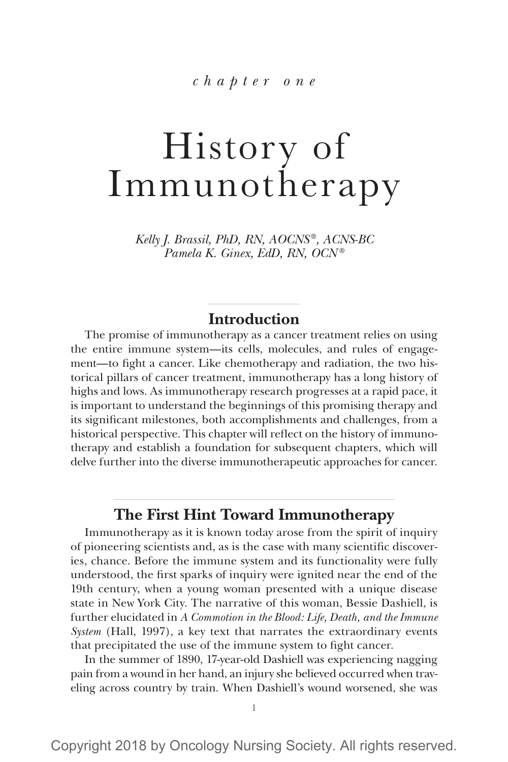*chapter one*

# History of Immunotherapy

*Kelly J. Brassil, PhD, RN, AOCNS®, ACNS-BC*
*Pamela K. Ginex, EdD, RN, OCN®*

## Introduction

The promise of immunotherapy as a cancer treatment relies on using the entire immune system—its cells, molecules, and rules of engagement—to fight a cancer. Like chemotherapy and radiation, the two historical pillars of cancer treatment, immunotherapy has a long history of highs and lows. As immunotherapy research progresses at a rapid pace, it is important to understand the beginnings of this promising therapy and its significant milestones, both accomplishments and challenges, from a historical perspective. This chapter will reflect on the history of immunotherapy and establish a foundation for subsequent chapters, which will delve further into the diverse immunotherapeutic approaches for cancer.

## The First Hint Toward Immunotherapy

Immunotherapy as it is known today arose from the spirit of inquiry of pioneering scientists and, as is the case with many scientific discoveries, chance. Before the immune system and its functionality were fully understood, the first sparks of inquiry were ignited near the end of the 19th century, when a young woman presented with a unique disease state in New York City. The narrative of this woman, Bessie Dashiell, is further elucidated in *A Commotion in the Blood: Life, Death, and the Immune System* (Hall, 1997), a key text that narrates the extraordinary events that precipitated the use of the immune system to fight cancer.

In the summer of 1890, 17-year-old Dashiell was experiencing nagging pain from a wound in her hand, an injury she believed occurred when traveling across country by train. When Dashiell's wound worsened, she was

Copyright 2018 by Oncology Nursing Society. All rights reserved.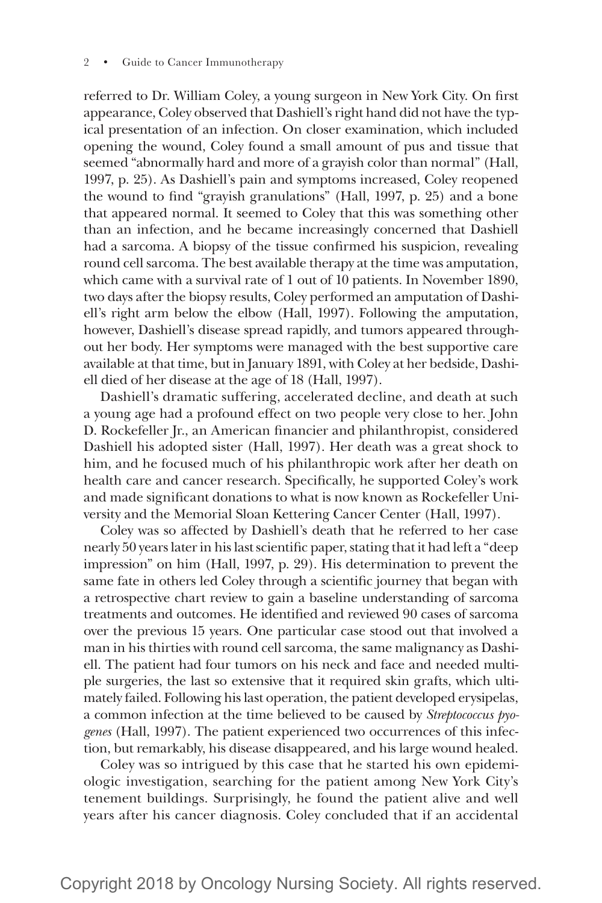referred to Dr. William Coley, a young surgeon in New York City. On first appearance, Coley observed that Dashiell's right hand did not have the typical presentation of an infection. On closer examination, which included opening the wound, Coley found a small amount of pus and tissue that seemed "abnormally hard and more of a grayish color than normal" (Hall, 1997, p. 25). As Dashiell's pain and symptoms increased, Coley reopened the wound to find "grayish granulations" (Hall, 1997, p. 25) and a bone that appeared normal. It seemed to Coley that this was something other than an infection, and he became increasingly concerned that Dashiell had a sarcoma. A biopsy of the tissue confirmed his suspicion, revealing round cell sarcoma. The best available therapy at the time was amputation, which came with a survival rate of 1 out of 10 patients. In November 1890, two days after the biopsy results, Coley performed an amputation of Dashiell's right arm below the elbow (Hall, 1997). Following the amputation, however, Dashiell's disease spread rapidly, and tumors appeared throughout her body. Her symptoms were managed with the best supportive care available at that time, but in January 1891, with Coley at her bedside, Dashiell died of her disease at the age of 18 (Hall, 1997).

Dashiell's dramatic suffering, accelerated decline, and death at such a young age had a profound effect on two people very close to her. John D. Rockefeller Jr., an American financier and philanthropist, considered Dashiell his adopted sister (Hall, 1997). Her death was a great shock to him, and he focused much of his philanthropic work after her death on health care and cancer research. Specifically, he supported Coley's work and made significant donations to what is now known as Rockefeller University and the Memorial Sloan Kettering Cancer Center (Hall, 1997).

Coley was so affected by Dashiell's death that he referred to her case nearly 50 years later in his last scientific paper, stating that it had left a "deep impression" on him (Hall, 1997, p. 29). His determination to prevent the same fate in others led Coley through a scientific journey that began with a retrospective chart review to gain a baseline understanding of sarcoma treatments and outcomes. He identified and reviewed 90 cases of sarcoma over the previous 15 years. One particular case stood out that involved a man in his thirties with round cell sarcoma, the same malignancy as Dashiell. The patient had four tumors on his neck and face and needed multiple surgeries, the last so extensive that it required skin grafts, which ultimately failed. Following his last operation, the patient developed erysipelas, a common infection at the time believed to be caused by *Streptococcus pyogenes* (Hall, 1997). The patient experienced two occurrences of this infection, but remarkably, his disease disappeared, and his large wound healed.

Coley was so intrigued by this case that he started his own epidemiologic investigation, searching for the patient among New York City's tenement buildings. Surprisingly, he found the patient alive and well years after his cancer diagnosis. Coley concluded that if an accidental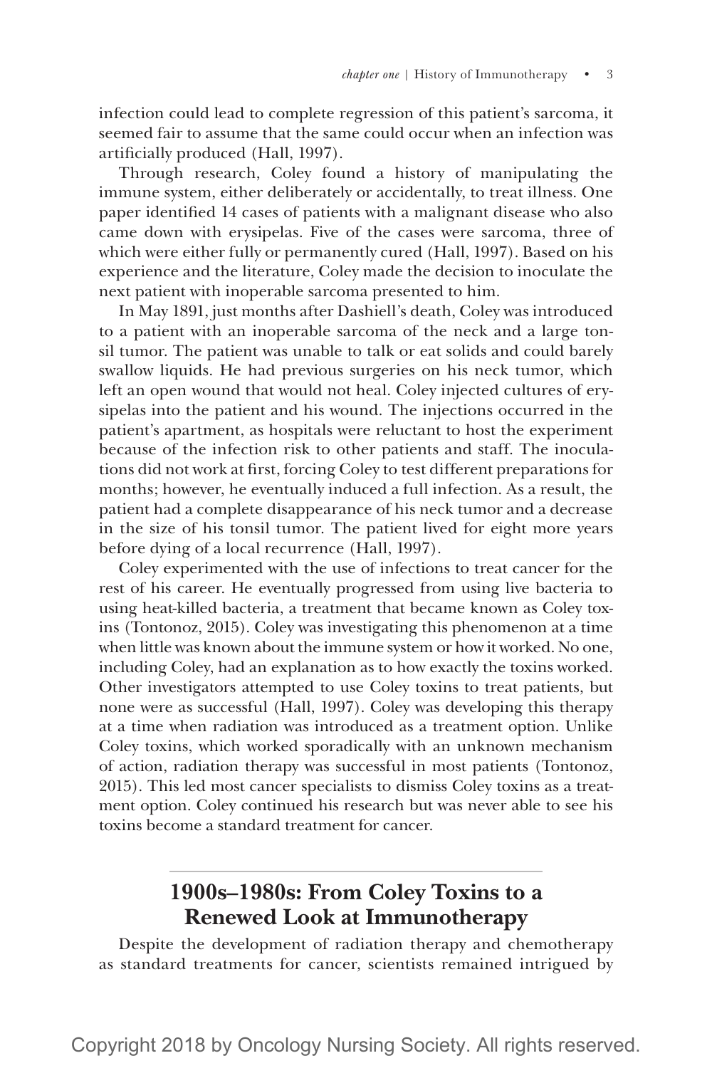infection could lead to complete regression of this patient's sarcoma, it seemed fair to assume that the same could occur when an infection was artificially produced (Hall, 1997).

Through research, Coley found a history of manipulating the immune system, either deliberately or accidentally, to treat illness. One paper identified 14 cases of patients with a malignant disease who also came down with erysipelas. Five of the cases were sarcoma, three of which were either fully or permanently cured (Hall, 1997). Based on his experience and the literature, Coley made the decision to inoculate the next patient with inoperable sarcoma presented to him.

In May 1891, just months after Dashiell's death, Coley was introduced to a patient with an inoperable sarcoma of the neck and a large tonsil tumor. The patient was unable to talk or eat solids and could barely swallow liquids. He had previous surgeries on his neck tumor, which left an open wound that would not heal. Coley injected cultures of erysipelas into the patient and his wound. The injections occurred in the patient's apartment, as hospitals were reluctant to host the experiment because of the infection risk to other patients and staff. The inoculations did not work at first, forcing Coley to test different preparations for months; however, he eventually induced a full infection. As a result, the patient had a complete disappearance of his neck tumor and a decrease in the size of his tonsil tumor. The patient lived for eight more years before dying of a local recurrence (Hall, 1997).

Coley experimented with the use of infections to treat cancer for the rest of his career. He eventually progressed from using live bacteria to using heat-killed bacteria, a treatment that became known as Coley toxins (Tontonoz, 2015). Coley was investigating this phenomenon at a time when little was known about the immune system or how it worked. No one, including Coley, had an explanation as to how exactly the toxins worked. Other investigators attempted to use Coley toxins to treat patients, but none were as successful (Hall, 1997). Coley was developing this therapy at a time when radiation was introduced as a treatment option. Unlike Coley toxins, which worked sporadically with an unknown mechanism of action, radiation therapy was successful in most patients (Tontonoz, 2015). This led most cancer specialists to dismiss Coley toxins as a treatment option. Coley continued his research but was never able to see his toxins become a standard treatment for cancer.

## 1900s–1980s: From Coley Toxins to a Renewed Look at Immunotherapy

Despite the development of radiation therapy and chemotherapy as standard treatments for cancer, scientists remained intrigued by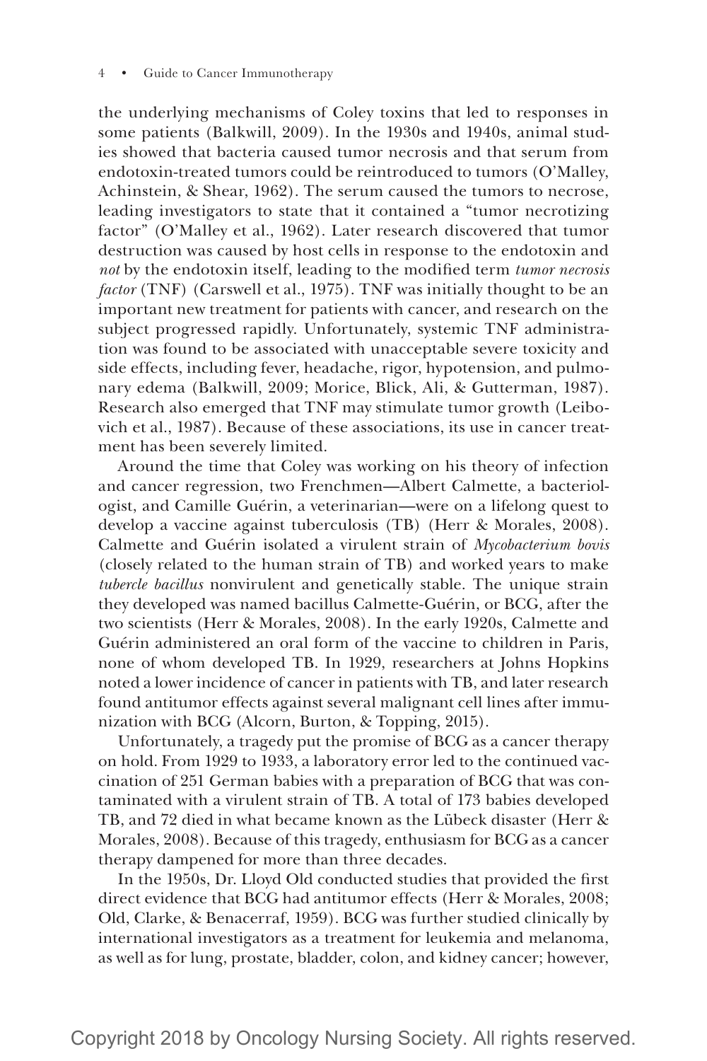the underlying mechanisms of Coley toxins that led to responses in some patients (Balkwill, 2009). In the 1930s and 1940s, animal studies showed that bacteria caused tumor necrosis and that serum from endotoxin-treated tumors could be reintroduced to tumors (O'Malley, Achinstein, & Shear, 1962). The serum caused the tumors to necrose, leading investigators to state that it contained a "tumor necrotizing factor" (O'Malley et al., 1962). Later research discovered that tumor destruction was caused by host cells in response to the endotoxin and *not* by the endotoxin itself, leading to the modified term *tumor necrosis factor* (TNF) (Carswell et al., 1975). TNF was initially thought to be an important new treatment for patients with cancer, and research on the subject progressed rapidly. Unfortunately, systemic TNF administration was found to be associated with unacceptable severe toxicity and side effects, including fever, headache, rigor, hypotension, and pulmonary edema (Balkwill, 2009; Morice, Blick, Ali, & Gutterman, 1987). Research also emerged that TNF may stimulate tumor growth (Leibovich et al., 1987). Because of these associations, its use in cancer treatment has been severely limited.

Around the time that Coley was working on his theory of infection and cancer regression, two Frenchmen—Albert Calmette, a bacteriologist, and Camille Guérin, a veterinarian—were on a lifelong quest to develop a vaccine against tuberculosis (TB) (Herr & Morales, 2008). Calmette and Guérin isolated a virulent strain of *Mycobacterium bovis* (closely related to the human strain of TB) and worked years to make *tubercle bacillus* nonvirulent and genetically stable. The unique strain they developed was named bacillus Calmette-Guérin, or BCG, after the two scientists (Herr & Morales, 2008). In the early 1920s, Calmette and Guérin administered an oral form of the vaccine to children in Paris, none of whom developed TB. In 1929, researchers at Johns Hopkins noted a lower incidence of cancer in patients with TB, and later research found antitumor effects against several malignant cell lines after immunization with BCG (Alcorn, Burton, & Topping, 2015).

Unfortunately, a tragedy put the promise of BCG as a cancer therapy on hold. From 1929 to 1933, a laboratory error led to the continued vaccination of 251 German babies with a preparation of BCG that was contaminated with a virulent strain of TB. A total of 173 babies developed TB, and 72 died in what became known as the Lübeck disaster (Herr & Morales, 2008). Because of this tragedy, enthusiasm for BCG as a cancer therapy dampened for more than three decades.

In the 1950s, Dr. Lloyd Old conducted studies that provided the first direct evidence that BCG had antitumor effects (Herr & Morales, 2008; Old, Clarke, & Benacerraf, 1959). BCG was further studied clinically by international investigators as a treatment for leukemia and melanoma, as well as for lung, prostate, bladder, colon, and kidney cancer; however,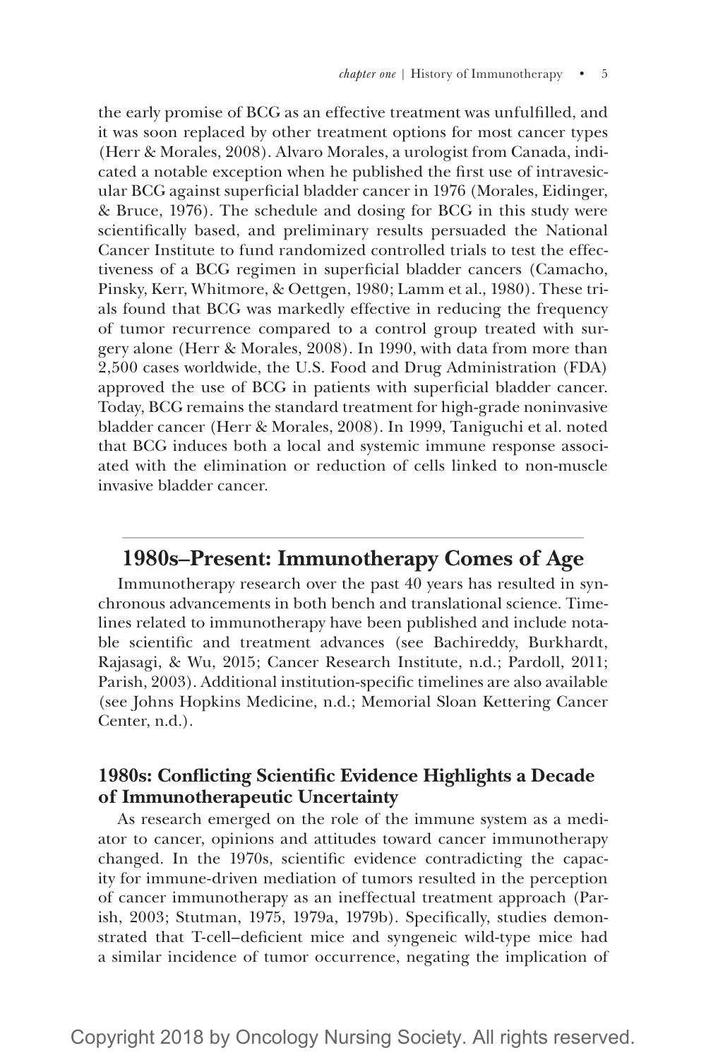the early promise of BCG as an effective treatment was unfulfilled, and it was soon replaced by other treatment options for most cancer types (Herr & Morales, 2008). Alvaro Morales, a urologist from Canada, indicated a notable exception when he published the first use of intravesicular BCG against superficial bladder cancer in 1976 (Morales, Eidinger, & Bruce, 1976). The schedule and dosing for BCG in this study were scientifically based, and preliminary results persuaded the National Cancer Institute to fund randomized controlled trials to test the effectiveness of a BCG regimen in superficial bladder cancers (Camacho, Pinsky, Kerr, Whitmore, & Oettgen, 1980; Lamm et al., 1980). These trials found that BCG was markedly effective in reducing the frequency of tumor recurrence compared to a control group treated with surgery alone (Herr & Morales, 2008). In 1990, with data from more than 2,500 cases worldwide, the U.S. Food and Drug Administration (FDA) approved the use of BCG in patients with superficial bladder cancer. Today, BCG remains the standard treatment for high-grade noninvasive bladder cancer (Herr & Morales, 2008). In 1999, Taniguchi et al. noted that BCG induces both a local and systemic immune response associated with the elimination or reduction of cells linked to non-muscle invasive bladder cancer.

## 1980s–Present: Immunotherapy Comes of Age

Immunotherapy research over the past 40 years has resulted in synchronous advancements in both bench and translational science. Timelines related to immunotherapy have been published and include notable scientific and treatment advances (see Bachireddy, Burkhardt, Rajasagi, & Wu, 2015; Cancer Research Institute, n.d.; Pardoll, 2011; Parish, 2003). Additional institution-specific timelines are also available (see Johns Hopkins Medicine, n.d.; Memorial Sloan Kettering Cancer Center, n.d.).

### 1980s: Conflicting Scientific Evidence Highlights a Decade of Immunotherapeutic Uncertainty

As research emerged on the role of the immune system as a mediator to cancer, opinions and attitudes toward cancer immunotherapy changed. In the 1970s, scientific evidence contradicting the capacity for immune-driven mediation of tumors resulted in the perception of cancer immunotherapy as an ineffectual treatment approach (Parish, 2003; Stutman, 1975, 1979a, 1979b). Specifically, studies demonstrated that T-cell–deficient mice and syngeneic wild-type mice had a similar incidence of tumor occurrence, negating the implication of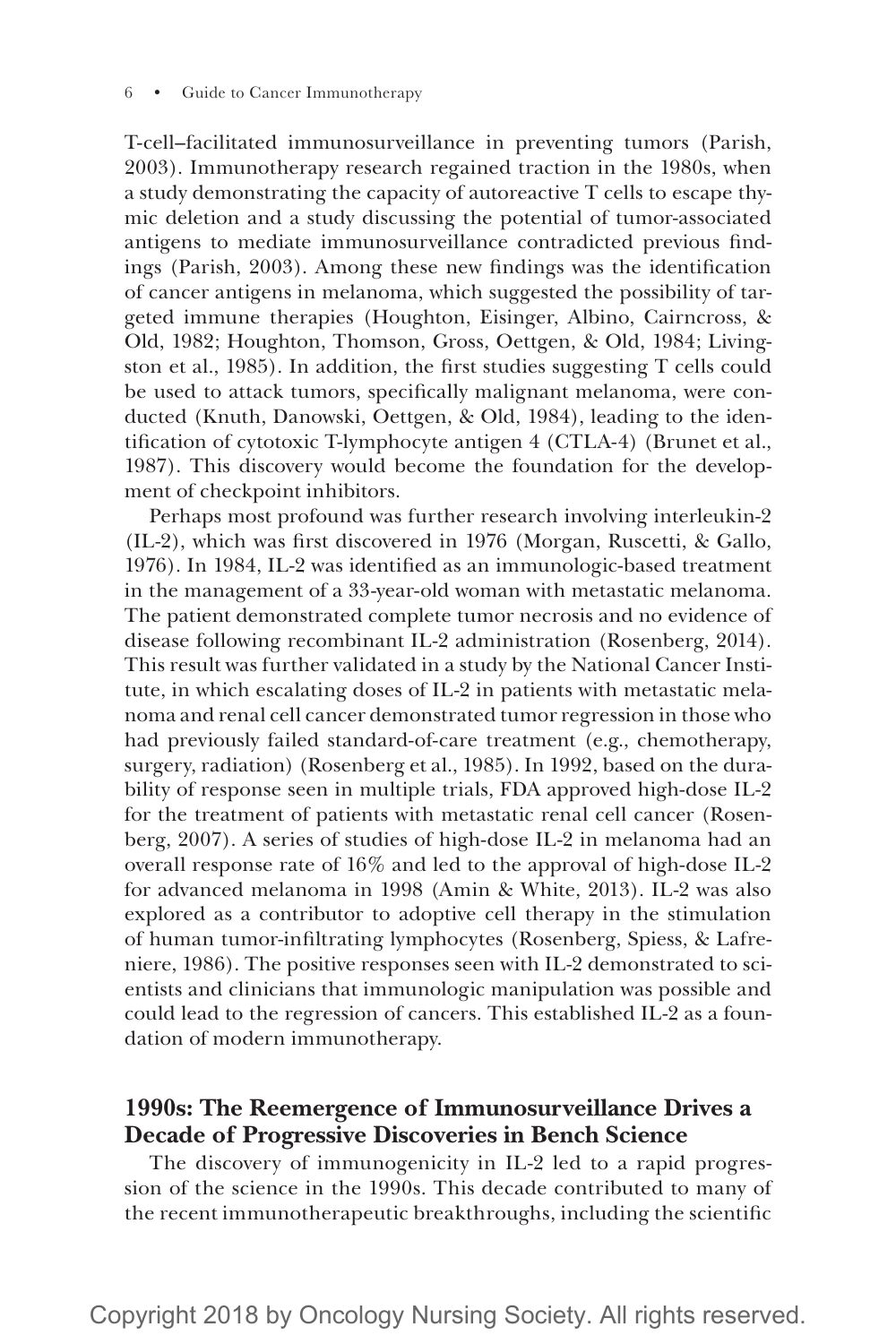T-cell–facilitated immunosurveillance in preventing tumors (Parish, 2003). Immunotherapy research regained traction in the 1980s, when a study demonstrating the capacity of autoreactive T cells to escape thymic deletion and a study discussing the potential of tumor-associated antigens to mediate immunosurveillance contradicted previous findings (Parish, 2003). Among these new findings was the identification of cancer antigens in melanoma, which suggested the possibility of targeted immune therapies (Houghton, Eisinger, Albino, Cairncross, & Old, 1982; Houghton, Thomson, Gross, Oettgen, & Old, 1984; Livingston et al., 1985). In addition, the first studies suggesting T cells could be used to attack tumors, specifically malignant melanoma, were conducted (Knuth, Danowski, Oettgen, & Old, 1984), leading to the identification of cytotoxic T-lymphocyte antigen 4 (CTLA-4) (Brunet et al., 1987). This discovery would become the foundation for the development of checkpoint inhibitors.

Perhaps most profound was further research involving interleukin-2 (IL-2), which was first discovered in 1976 (Morgan, Ruscetti, & Gallo, 1976). In 1984, IL-2 was identified as an immunologic-based treatment in the management of a 33-year-old woman with metastatic melanoma. The patient demonstrated complete tumor necrosis and no evidence of disease following recombinant IL-2 administration (Rosenberg, 2014). This result was further validated in a study by the National Cancer Institute, in which escalating doses of IL-2 in patients with metastatic melanoma and renal cell cancer demonstrated tumor regression in those who had previously failed standard-of-care treatment (e.g., chemotherapy, surgery, radiation) (Rosenberg et al., 1985). In 1992, based on the durability of response seen in multiple trials, FDA approved high-dose IL-2 for the treatment of patients with metastatic renal cell cancer (Rosenberg, 2007). A series of studies of high-dose IL-2 in melanoma had an overall response rate of 16% and led to the approval of high-dose IL-2 for advanced melanoma in 1998 (Amin & White, 2013). IL-2 was also explored as a contributor to adoptive cell therapy in the stimulation of human tumor-infiltrating lymphocytes (Rosenberg, Spiess, & Lafreniere, 1986). The positive responses seen with IL-2 demonstrated to scientists and clinicians that immunologic manipulation was possible and could lead to the regression of cancers. This established IL-2 as a foundation of modern immunotherapy.

## 1990s: The Reemergence of Immunosurveillance Drives a Decade of Progressive Discoveries in Bench Science

The discovery of immunogenicity in IL-2 led to a rapid progression of the science in the 1990s. This decade contributed to many of the recent immunotherapeutic breakthroughs, including the scientific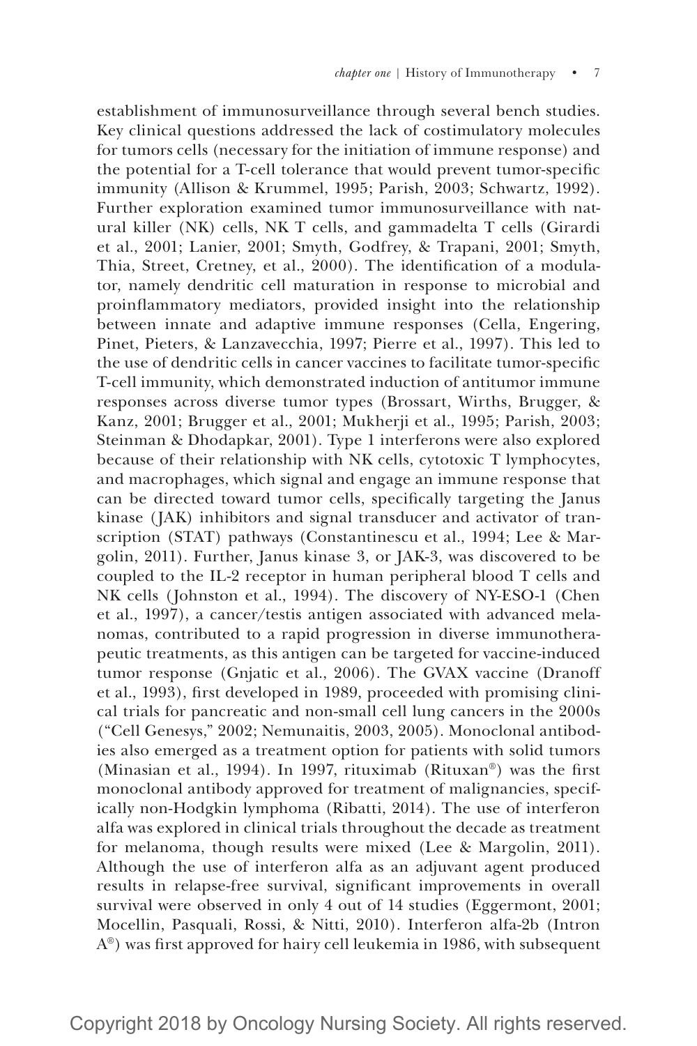establishment of immunosurveillance through several bench studies. Key clinical questions addressed the lack of costimulatory molecules for tumors cells (necessary for the initiation of immune response) and the potential for a T-cell tolerance that would prevent tumor-specific immunity (Allison & Krummel, 1995; Parish, 2003; Schwartz, 1992). Further exploration examined tumor immunosurveillance with natural killer (NK) cells, NK T cells, and gammadelta T cells (Girardi et al., 2001; Lanier, 2001; Smyth, Godfrey, & Trapani, 2001; Smyth, Thia, Street, Cretney, et al., 2000). The identification of a modulator, namely dendritic cell maturation in response to microbial and proinflammatory mediators, provided insight into the relationship between innate and adaptive immune responses (Cella, Engering, Pinet, Pieters, & Lanzavecchia, 1997; Pierre et al., 1997). This led to the use of dendritic cells in cancer vaccines to facilitate tumor-specific T-cell immunity, which demonstrated induction of antitumor immune responses across diverse tumor types (Brossart, Wirths, Brugger, & Kanz, 2001; Brugger et al., 2001; Mukherji et al., 1995; Parish, 2003; Steinman & Dhodapkar, 2001). Type 1 interferons were also explored because of their relationship with NK cells, cytotoxic T lymphocytes, and macrophages, which signal and engage an immune response that can be directed toward tumor cells, specifically targeting the Janus kinase (JAK) inhibitors and signal transducer and activator of transcription (STAT) pathways (Constantinescu et al., 1994; Lee & Margolin, 2011). Further, Janus kinase 3, or JAK-3, was discovered to be coupled to the IL-2 receptor in human peripheral blood T cells and NK cells (Johnston et al., 1994). The discovery of NY-ESO-1 (Chen et al., 1997), a cancer/testis antigen associated with advanced melanomas, contributed to a rapid progression in diverse immunotherapeutic treatments, as this antigen can be targeted for vaccine-induced tumor response (Gnjatic et al., 2006). The GVAX vaccine (Dranoff et al., 1993), first developed in 1989, proceeded with promising clinical trials for pancreatic and non-small cell lung cancers in the 2000s ("Cell Genesys," 2002; Nemunaitis, 2003, 2005). Monoclonal antibodies also emerged as a treatment option for patients with solid tumors (Minasian et al., 1994). In 1997, rituximab (Rituxan®) was the first monoclonal antibody approved for treatment of malignancies, specifically non-Hodgkin lymphoma (Ribatti, 2014). The use of interferon alfa was explored in clinical trials throughout the decade as treatment for melanoma, though results were mixed (Lee & Margolin, 2011). Although the use of interferon alfa as an adjuvant agent produced results in relapse-free survival, significant improvements in overall survival were observed in only 4 out of 14 studies (Eggermont, 2001; Mocellin, Pasquali, Rossi, & Nitti, 2010). Interferon alfa-2b (Intron A®) was first approved for hairy cell leukemia in 1986, with subsequent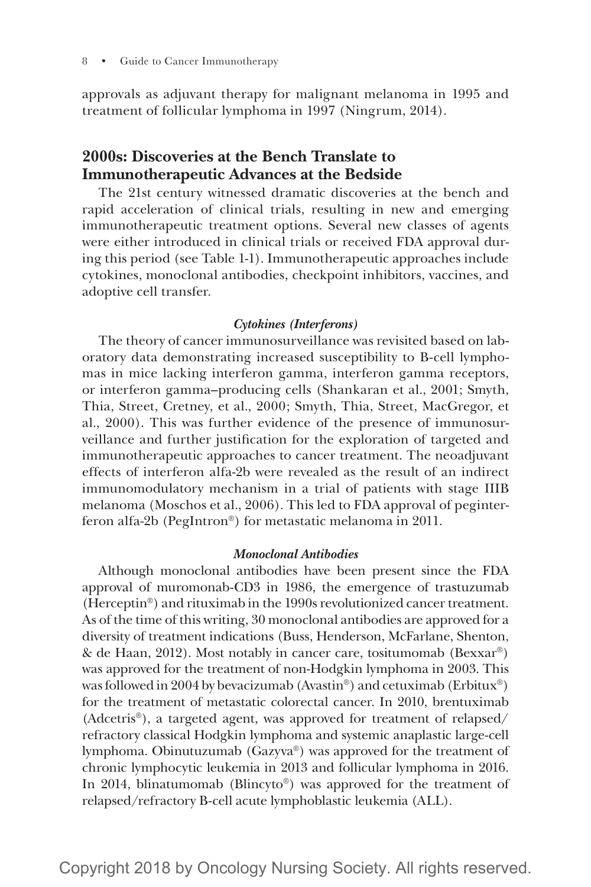approvals as adjuvant therapy for malignant melanoma in 1995 and treatment of follicular lymphoma in 1997 (Ningrum, 2014).

## 2000s: Discoveries at the Bench Translate to Immunotherapeutic Advances at the Bedside

The 21st century witnessed dramatic discoveries at the bench and rapid acceleration of clinical trials, resulting in new and emerging immunotherapeutic treatment options. Several new classes of agents were either introduced in clinical trials or received FDA approval during this period (see Table 1-1). Immunotherapeutic approaches include cytokines, monoclonal antibodies, checkpoint inhibitors, vaccines, and adoptive cell transfer.

### *Cytokines (Interferons)*

The theory of cancer immunosurveillance was revisited based on laboratory data demonstrating increased susceptibility to B-cell lymphomas in mice lacking interferon gamma, interferon gamma receptors, or interferon gamma–producing cells (Shankaran et al., 2001; Smyth, Thia, Street, Cretney, et al., 2000; Smyth, Thia, Street, MacGregor, et al., 2000). This was further evidence of the presence of immunosurveillance and further justification for the exploration of targeted and immunotherapeutic approaches to cancer treatment. The neoadjuvant effects of interferon alfa-2b were revealed as the result of an indirect immunomodulatory mechanism in a trial of patients with stage IIIB melanoma (Moschos et al., 2006). This led to FDA approval of peginterferon alfa-2b (PegIntron®) for metastatic melanoma in 2011.

### *Monoclonal Antibodies*

Although monoclonal antibodies have been present since the FDA approval of muromonab-CD3 in 1986, the emergence of trastuzumab (Herceptin®) and rituximab in the 1990s revolutionized cancer treatment. As of the time of this writing, 30 monoclonal antibodies are approved for a diversity of treatment indications (Buss, Henderson, McFarlane, Shenton, & de Haan, 2012). Most notably in cancer care, tositumomab (Bexxar®) was approved for the treatment of non-Hodgkin lymphoma in 2003. This was followed in 2004 by bevacizumab (Avastin®) and cetuximab (Erbitux®) for the treatment of metastatic colorectal cancer. In 2010, brentuximab (Adcetris®), a targeted agent, was approved for treatment of relapsed/refractory classical Hodgkin lymphoma and systemic anaplastic large-cell lymphoma. Obinutuzumab (Gazyva®) was approved for the treatment of chronic lymphocytic leukemia in 2013 and follicular lymphoma in 2016. In 2014, blinatumomab (Blincyto®) was approved for the treatment of relapsed/refractory B-cell acute lymphoblastic leukemia (ALL).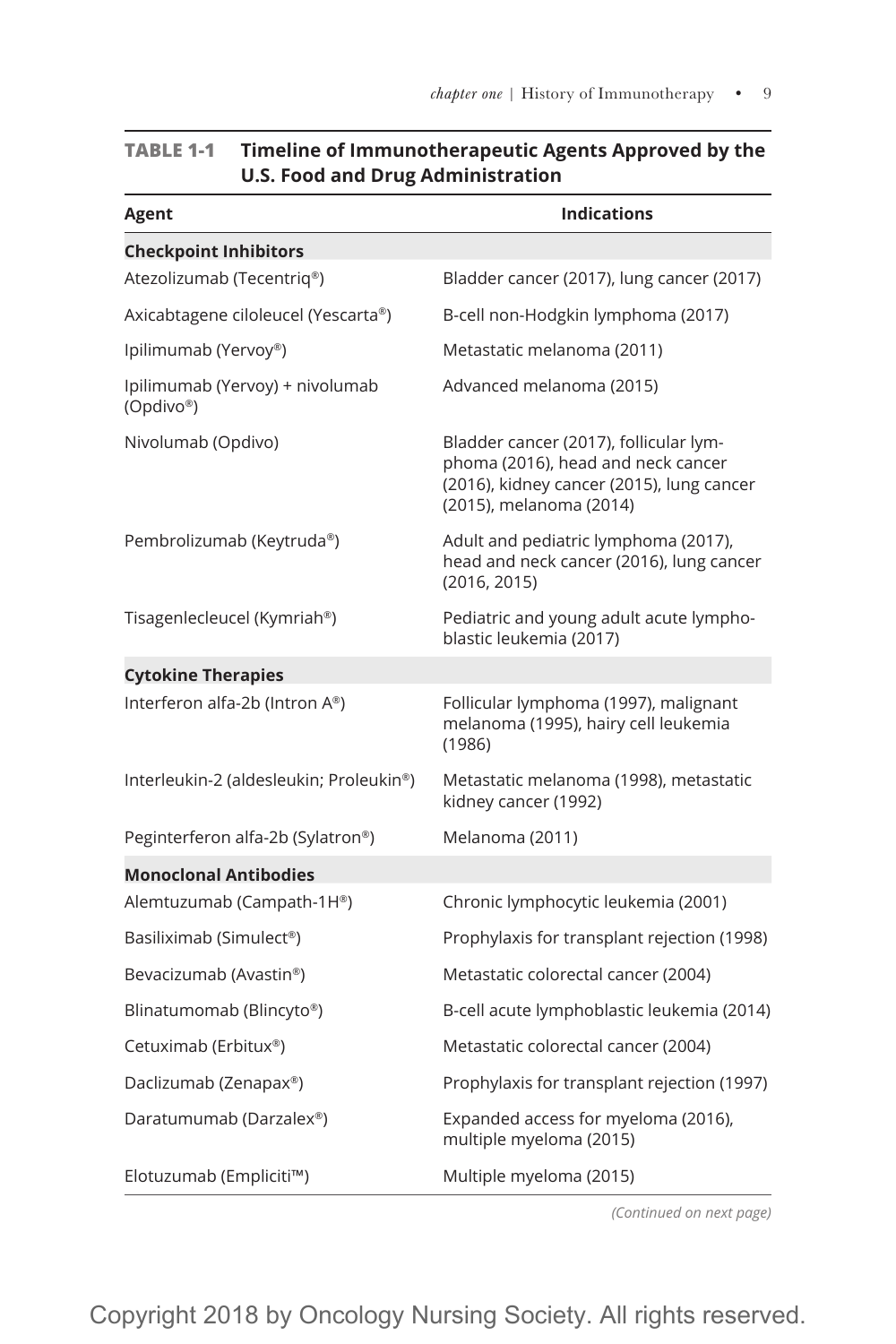**TABLE 1-1 Timeline of Immunotherapeutic Agents Approved by the U.S. Food and Drug Administration**

| Agent | Indications |
| --- | --- |
| **Checkpoint Inhibitors** | |
| Atezolizumab (Tecentriq®) | Bladder cancer (2017), lung cancer (2017) |
| Axicabtagene ciloleucel (Yescarta®) | B-cell non-Hodgkin lymphoma (2017) |
| Ipilimumab (Yervoy®) | Metastatic melanoma (2011) |
| Ipilimumab (Yervoy) + nivolumab (Opdivo®) | Advanced melanoma (2015) |
| Nivolumab (Opdivo) | Bladder cancer (2017), follicular lymphoma (2016), head and neck cancer (2016), kidney cancer (2015), lung cancer (2015), melanoma (2014) |
| Pembrolizumab (Keytruda®) | Adult and pediatric lymphoma (2017), head and neck cancer (2016), lung cancer (2016, 2015) |
| Tisagenlecleucel (Kymriah®) | Pediatric and young adult acute lymphoblastic leukemia (2017) |
| **Cytokine Therapies** | |
| Interferon alfa-2b (Intron A®) | Follicular lymphoma (1997), malignant melanoma (1995), hairy cell leukemia (1986) |
| Interleukin-2 (aldesleukin; Proleukin®) | Metastatic melanoma (1998), metastatic kidney cancer (1992) |
| Peginterferon alfa-2b (Sylatron®) | Melanoma (2011) |
| **Monoclonal Antibodies** | |
| Alemtuzumab (Campath-1H®) | Chronic lymphocytic leukemia (2001) |
| Basiliximab (Simulect®) | Prophylaxis for transplant rejection (1998) |
| Bevacizumab (Avastin®) | Metastatic colorectal cancer (2004) |
| Blinatumomab (Blincyto®) | B-cell acute lymphoblastic leukemia (2014) |
| Cetuximab (Erbitux®) | Metastatic colorectal cancer (2004) |
| Daclizumab (Zenapax®) | Prophylaxis for transplant rejection (1997) |
| Daratumumab (Darzalex®) | Expanded access for myeloma (2016), multiple myeloma (2015) |
| Elotuzumab (Empliciti™) | Multiple myeloma (2015) |

*(Continued on next page)*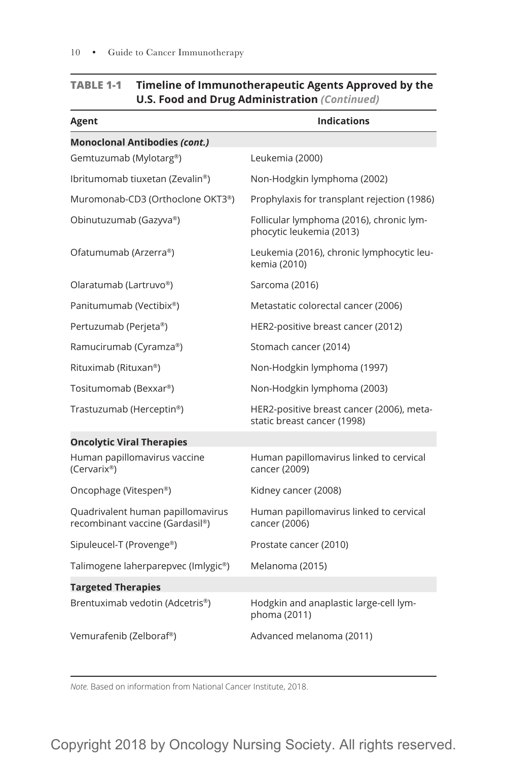**TABLE 1-1 Timeline of Immunotherapeutic Agents Approved by the U.S. Food and Drug Administration *(Continued)***

| Agent | Indications |
|---|---|
| **Monoclonal Antibodies *(cont.)*** | |
| Gemtuzumab (Mylotarg®) | Leukemia (2000) |
| Ibritumomab tiuxetan (Zevalin®) | Non-Hodgkin lymphoma (2002) |
| Muromonab-CD3 (Orthoclone OKT3®) | Prophylaxis for transplant rejection (1986) |
| Obinutuzumab (Gazyva®) | Follicular lymphoma (2016), chronic lymphocytic leukemia (2013) |
| Ofatumumab (Arzerra®) | Leukemia (2016), chronic lymphocytic leukemia (2010) |
| Olaratumab (Lartruvo®) | Sarcoma (2016) |
| Panitumumab (Vectibix®) | Metastatic colorectal cancer (2006) |
| Pertuzumab (Perjeta®) | HER2-positive breast cancer (2012) |
| Ramucirumab (Cyramza®) | Stomach cancer (2014) |
| Rituximab (Rituxan®) | Non-Hodgkin lymphoma (1997) |
| Tositumomab (Bexxar®) | Non-Hodgkin lymphoma (2003) |
| Trastuzumab (Herceptin®) | HER2-positive breast cancer (2006), metastatic breast cancer (1998) |
| **Oncolytic Viral Therapies** | |
| Human papillomavirus vaccine (Cervarix®) | Human papillomavirus linked to cervical cancer (2009) |
| Oncophage (Vitespen®) | Kidney cancer (2008) |
| Quadrivalent human papillomavirus recombinant vaccine (Gardasil®) | Human papillomavirus linked to cervical cancer (2006) |
| Sipuleucel-T (Provenge®) | Prostate cancer (2010) |
| Talimogene laherparepvec (Imlygic®) | Melanoma (2015) |
| **Targeted Therapies** | |
| Brentuximab vedotin (Adcetris®) | Hodgkin and anaplastic large-cell lymphoma (2011) |
| Vemurafenib (Zelboraf®) | Advanced melanoma (2011) |

*Note.* Based on information from National Cancer Institute, 2018.

Copyright 2018 by Oncology Nursing Society. All rights reserved.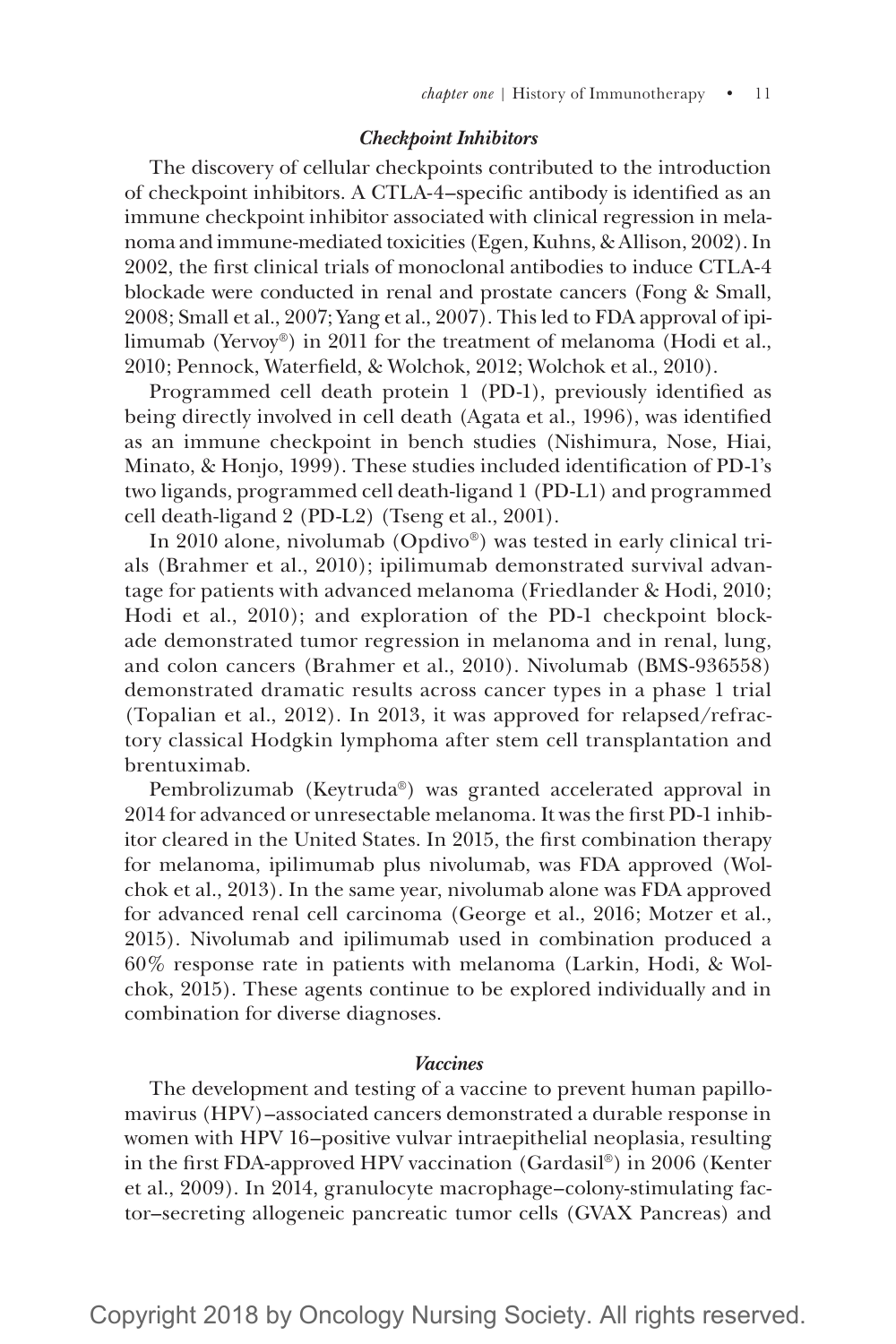### *Checkpoint Inhibitors*

The discovery of cellular checkpoints contributed to the introduction of checkpoint inhibitors. A CTLA-4–specific antibody is identified as an immune checkpoint inhibitor associated with clinical regression in melanoma and immune-mediated toxicities (Egen, Kuhns, & Allison, 2002). In 2002, the first clinical trials of monoclonal antibodies to induce CTLA-4 blockade were conducted in renal and prostate cancers (Fong & Small, 2008; Small et al., 2007; Yang et al., 2007). This led to FDA approval of ipilimumab (Yervoy®) in 2011 for the treatment of melanoma (Hodi et al., 2010; Pennock, Waterfield, & Wolchok, 2012; Wolchok et al., 2010).

Programmed cell death protein 1 (PD-1), previously identified as being directly involved in cell death (Agata et al., 1996), was identified as an immune checkpoint in bench studies (Nishimura, Nose, Hiai, Minato, & Honjo, 1999). These studies included identification of PD-1's two ligands, programmed cell death-ligand 1 (PD-L1) and programmed cell death-ligand 2 (PD-L2) (Tseng et al., 2001).

In 2010 alone, nivolumab (Opdivo®) was tested in early clinical trials (Brahmer et al., 2010); ipilimumab demonstrated survival advantage for patients with advanced melanoma (Friedlander & Hodi, 2010; Hodi et al., 2010); and exploration of the PD-1 checkpoint blockade demonstrated tumor regression in melanoma and in renal, lung, and colon cancers (Brahmer et al., 2010). Nivolumab (BMS-936558) demonstrated dramatic results across cancer types in a phase 1 trial (Topalian et al., 2012). In 2013, it was approved for relapsed/refractory classical Hodgkin lymphoma after stem cell transplantation and brentuximab.

Pembrolizumab (Keytruda®) was granted accelerated approval in 2014 for advanced or unresectable melanoma. It was the first PD-1 inhibitor cleared in the United States. In 2015, the first combination therapy for melanoma, ipilimumab plus nivolumab, was FDA approved (Wolchok et al., 2013). In the same year, nivolumab alone was FDA approved for advanced renal cell carcinoma (George et al., 2016; Motzer et al., 2015). Nivolumab and ipilimumab used in combination produced a 60% response rate in patients with melanoma (Larkin, Hodi, & Wolchok, 2015). These agents continue to be explored individually and in combination for diverse diagnoses.

### *Vaccines*

The development and testing of a vaccine to prevent human papillomavirus (HPV)–associated cancers demonstrated a durable response in women with HPV 16–positive vulvar intraepithelial neoplasia, resulting in the first FDA-approved HPV vaccination (Gardasil®) in 2006 (Kenter et al., 2009). In 2014, granulocyte macrophage–colony-stimulating factor–secreting allogeneic pancreatic tumor cells (GVAX Pancreas) and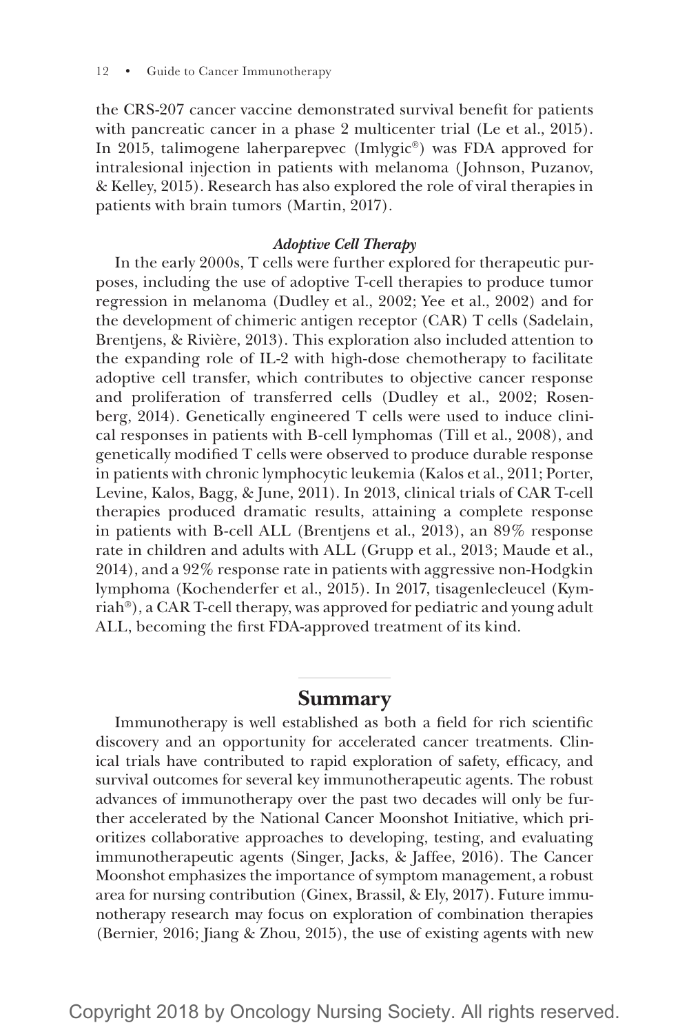the CRS-207 cancer vaccine demonstrated survival benefit for patients with pancreatic cancer in a phase 2 multicenter trial (Le et al., 2015). In 2015, talimogene laherparepvec (Imlygic®) was FDA approved for intralesional injection in patients with melanoma (Johnson, Puzanov, & Kelley, 2015). Research has also explored the role of viral therapies in patients with brain tumors (Martin, 2017).

#### *Adoptive Cell Therapy*

In the early 2000s, T cells were further explored for therapeutic purposes, including the use of adoptive T-cell therapies to produce tumor regression in melanoma (Dudley et al., 2002; Yee et al., 2002) and for the development of chimeric antigen receptor (CAR) T cells (Sadelain, Brentjens, & Rivière, 2013). This exploration also included attention to the expanding role of IL-2 with high-dose chemotherapy to facilitate adoptive cell transfer, which contributes to objective cancer response and proliferation of transferred cells (Dudley et al., 2002; Rosenberg, 2014). Genetically engineered T cells were used to induce clinical responses in patients with B-cell lymphomas (Till et al., 2008), and genetically modified T cells were observed to produce durable response in patients with chronic lymphocytic leukemia (Kalos et al., 2011; Porter, Levine, Kalos, Bagg, & June, 2011). In 2013, clinical trials of CAR T-cell therapies produced dramatic results, attaining a complete response in patients with B-cell ALL (Brentjens et al., 2013), an 89% response rate in children and adults with ALL (Grupp et al., 2013; Maude et al., 2014), and a 92% response rate in patients with aggressive non-Hodgkin lymphoma (Kochenderfer et al., 2015). In 2017, tisagenlecleucel (Kymriah®), a CAR T-cell therapy, was approved for pediatric and young adult ALL, becoming the first FDA-approved treatment of its kind.

## Summary

Immunotherapy is well established as both a field for rich scientific discovery and an opportunity for accelerated cancer treatments. Clinical trials have contributed to rapid exploration of safety, efficacy, and survival outcomes for several key immunotherapeutic agents. The robust advances of immunotherapy over the past two decades will only be further accelerated by the National Cancer Moonshot Initiative, which prioritizes collaborative approaches to developing, testing, and evaluating immunotherapeutic agents (Singer, Jacks, & Jaffee, 2016). The Cancer Moonshot emphasizes the importance of symptom management, a robust area for nursing contribution (Ginex, Brassil, & Ely, 2017). Future immunotherapy research may focus on exploration of combination therapies (Bernier, 2016; Jiang & Zhou, 2015), the use of existing agents with new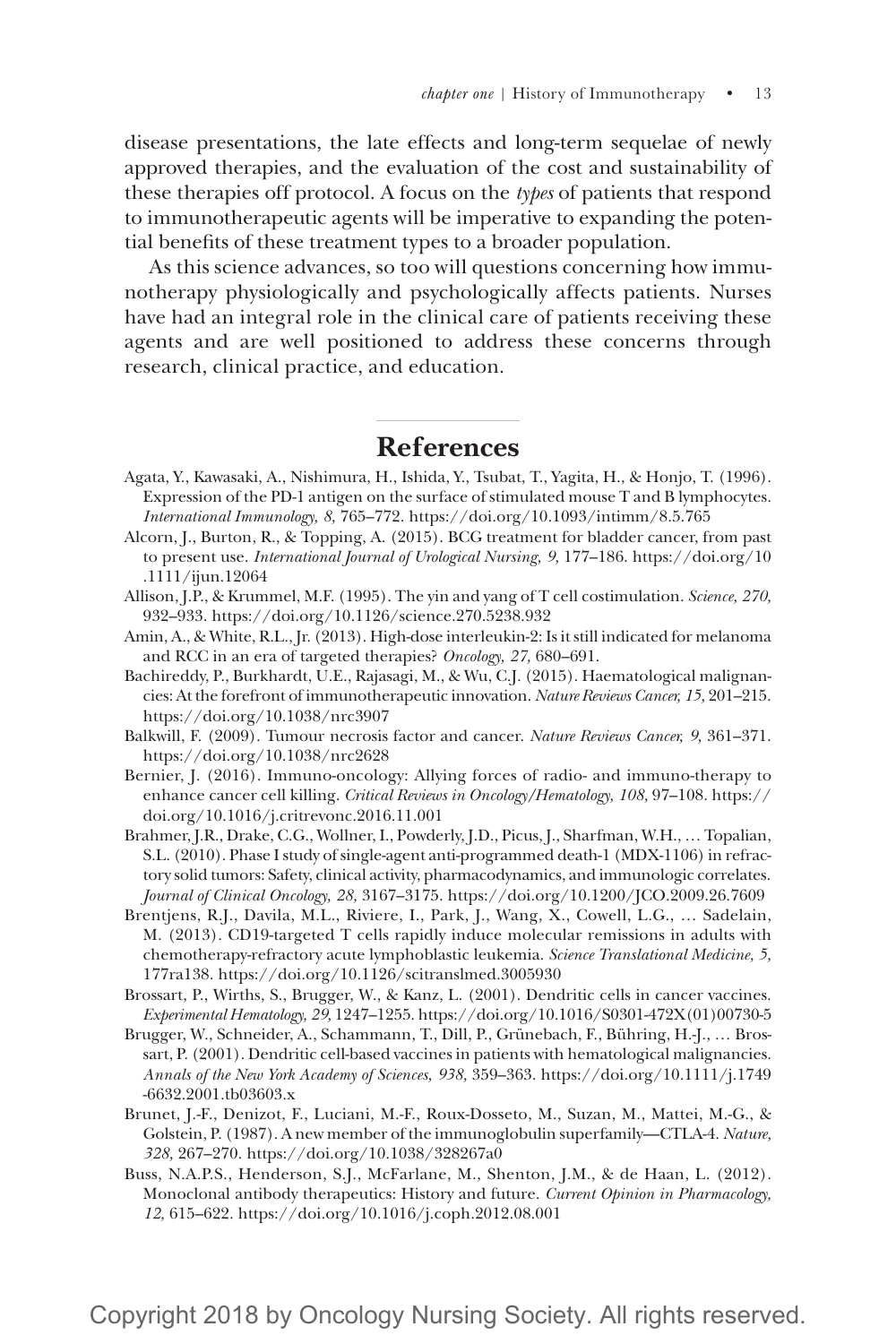disease presentations, the late effects and long-term sequelae of newly approved therapies, and the evaluation of the cost and sustainability of these therapies off protocol. A focus on the *types* of patients that respond to immunotherapeutic agents will be imperative to expanding the potential benefits of these treatment types to a broader population.

As this science advances, so too will questions concerning how immunotherapy physiologically and psychologically affects patients. Nurses have had an integral role in the clinical care of patients receiving these agents and are well positioned to address these concerns through research, clinical practice, and education.

## References

Agata, Y., Kawasaki, A., Nishimura, H., Ishida, Y., Tsubat, T., Yagita, H., & Honjo, T. (1996). Expression of the PD-1 antigen on the surface of stimulated mouse T and B lymphocytes. *International Immunology, 8,* 765–772. https://doi.org/10.1093/intimm/8.5.765

Alcorn, J., Burton, R., & Topping, A. (2015). BCG treatment for bladder cancer, from past to present use. *International Journal of Urological Nursing, 9,* 177–186. https://doi.org/10.1111/ijun.12064

Allison, J.P., & Krummel, M.F. (1995). The yin and yang of T cell costimulation. *Science, 270,* 932–933. https://doi.org/10.1126/science.270.5238.932

Amin, A., & White, R.L., Jr. (2013). High-dose interleukin-2: Is it still indicated for melanoma and RCC in an era of targeted therapies? *Oncology, 27,* 680–691.

Bachireddy, P., Burkhardt, U.E., Rajasagi, M., & Wu, C.J. (2015). Haematological malignancies: At the forefront of immunotherapeutic innovation. *Nature Reviews Cancer, 15,* 201–215. https://doi.org/10.1038/nrc3907

Balkwill, F. (2009). Tumour necrosis factor and cancer. *Nature Reviews Cancer, 9,* 361–371. https://doi.org/10.1038/nrc2628

Bernier, J. (2016). Immuno-oncology: Allying forces of radio- and immuno-therapy to enhance cancer cell killing. *Critical Reviews in Oncology/Hematology, 108,* 97–108. https://doi.org/10.1016/j.critrevonc.2016.11.001

Brahmer, J.R., Drake, C.G., Wollner, I., Powderly, J.D., Picus, J., Sharfman, W.H., … Topalian, S.L. (2010). Phase I study of single-agent anti-programmed death-1 (MDX-1106) in refractory solid tumors: Safety, clinical activity, pharmacodynamics, and immunologic correlates. *Journal of Clinical Oncology, 28,* 3167–3175. https://doi.org/10.1200/JCO.2009.26.7609

Brentjens, R.J., Davila, M.L., Riviere, I., Park, J., Wang, X., Cowell, L.G., … Sadelain, M. (2013). CD19-targeted T cells rapidly induce molecular remissions in adults with chemotherapy-refractory acute lymphoblastic leukemia. *Science Translational Medicine, 5,* 177ra138. https://doi.org/10.1126/scitranslmed.3005930

Brossart, P., Wirths, S., Brugger, W., & Kanz, L. (2001). Dendritic cells in cancer vaccines. *Experimental Hematology, 29,* 1247–1255. https://doi.org/10.1016/S0301-472X(01)00730-5

Brugger, W., Schneider, A., Schammann, T., Dill, P., Grünebach, F., Bühring, H.-J., … Brossart, P. (2001). Dendritic cell-based vaccines in patients with hematological malignancies. *Annals of the New York Academy of Sciences, 938,* 359–363. https://doi.org/10.1111/j.1749-6632.2001.tb03603.x

Brunet, J.-F., Denizot, F., Luciani, M.-F., Roux-Dosseto, M., Suzan, M., Mattei, M.-G., & Golstein, P. (1987). A new member of the immunoglobulin superfamily—CTLA-4. *Nature, 328,* 267–270. https://doi.org/10.1038/328267a0

Buss, N.A.P.S., Henderson, S.J., McFarlane, M., Shenton, J.M., & de Haan, L. (2012). Monoclonal antibody therapeutics: History and future. *Current Opinion in Pharmacology, 12,* 615–622. https://doi.org/10.1016/j.coph.2012.08.001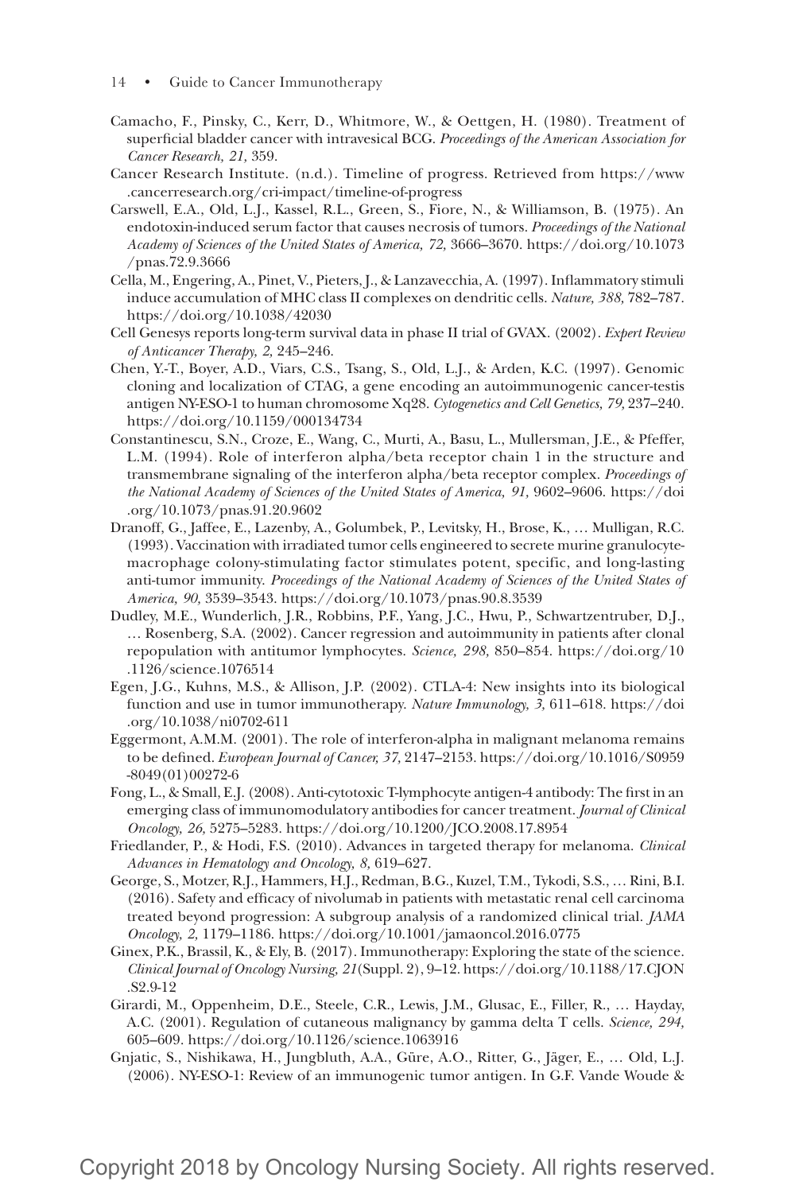Camacho, F., Pinsky, C., Kerr, D., Whitmore, W., & Oettgen, H. (1980). Treatment of superficial bladder cancer with intravesical BCG. *Proceedings of the American Association for Cancer Research, 21,* 359.

Cancer Research Institute. (n.d.). Timeline of progress. Retrieved from https://www.cancerresearch.org/cri-impact/timeline-of-progress

Carswell, E.A., Old, L.J., Kassel, R.L., Green, S., Fiore, N., & Williamson, B. (1975). An endotoxin-induced serum factor that causes necrosis of tumors. *Proceedings of the National Academy of Sciences of the United States of America, 72,* 3666–3670. https://doi.org/10.1073/pnas.72.9.3666

Cella, M., Engering, A., Pinet, V., Pieters, J., & Lanzavecchia, A. (1997). Inflammatory stimuli induce accumulation of MHC class II complexes on dendritic cells. *Nature, 388,* 782–787. https://doi.org/10.1038/42030

Cell Genesys reports long-term survival data in phase II trial of GVAX. (2002). *Expert Review of Anticancer Therapy, 2,* 245–246.

Chen, Y.-T., Boyer, A.D., Viars, C.S., Tsang, S., Old, L.J., & Arden, K.C. (1997). Genomic cloning and localization of CTAG, a gene encoding an autoimmunogenic cancer-testis antigen NY-ESO-1 to human chromosome Xq28. *Cytogenetics and Cell Genetics, 79,* 237–240. https://doi.org/10.1159/000134734

Constantinescu, S.N., Croze, E., Wang, C., Murti, A., Basu, L., Mullersman, J.E., & Pfeffer, L.M. (1994). Role of interferon alpha/beta receptor chain 1 in the structure and transmembrane signaling of the interferon alpha/beta receptor complex. *Proceedings of the National Academy of Sciences of the United States of America, 91,* 9602–9606. https://doi.org/10.1073/pnas.91.20.9602

Dranoff, G., Jaffee, E., Lazenby, A., Golumbek, P., Levitsky, H., Brose, K., … Mulligan, R.C. (1993). Vaccination with irradiated tumor cells engineered to secrete murine granulocyte-macrophage colony-stimulating factor stimulates potent, specific, and long-lasting anti-tumor immunity. *Proceedings of the National Academy of Sciences of the United States of America, 90,* 3539–3543. https://doi.org/10.1073/pnas.90.8.3539

Dudley, M.E., Wunderlich, J.R., Robbins, P.F., Yang, J.C., Hwu, P., Schwartzentruber, D.J., … Rosenberg, S.A. (2002). Cancer regression and autoimmunity in patients after clonal repopulation with antitumor lymphocytes. *Science, 298,* 850–854. https://doi.org/10.1126/science.1076514

Egen, J.G., Kuhns, M.S., & Allison, J.P. (2002). CTLA-4: New insights into its biological function and use in tumor immunotherapy. *Nature Immunology, 3,* 611–618. https://doi.org/10.1038/ni0702-611

Eggermont, A.M.M. (2001). The role of interferon-alpha in malignant melanoma remains to be defined. *European Journal of Cancer, 37,* 2147–2153. https://doi.org/10.1016/S0959-8049(01)00272-6

Fong, L., & Small, E.J. (2008). Anti-cytotoxic T-lymphocyte antigen-4 antibody: The first in an emerging class of immunomodulatory antibodies for cancer treatment. *Journal of Clinical Oncology, 26,* 5275–5283. https://doi.org/10.1200/JCO.2008.17.8954

Friedlander, P., & Hodi, F.S. (2010). Advances in targeted therapy for melanoma. *Clinical Advances in Hematology and Oncology, 8,* 619–627.

George, S., Motzer, R.J., Hammers, H.J., Redman, B.G., Kuzel, T.M., Tykodi, S.S., … Rini, B.I. (2016). Safety and efficacy of nivolumab in patients with metastatic renal cell carcinoma treated beyond progression: A subgroup analysis of a randomized clinical trial. *JAMA Oncology, 2,* 1179–1186. https://doi.org/10.1001/jamaoncol.2016.0775

Ginex, P.K., Brassil, K., & Ely, B. (2017). Immunotherapy: Exploring the state of the science. *Clinical Journal of Oncology Nursing, 21*(Suppl. 2), 9–12. https://doi.org/10.1188/17.CJON.S2.9-12

Girardi, M., Oppenheim, D.E., Steele, C.R., Lewis, J.M., Glusac, E., Filler, R., … Hayday, A.C. (2001). Regulation of cutaneous malignancy by gamma delta T cells. *Science, 294,* 605–609. https://doi.org/10.1126/science.1063916

Gnjatic, S., Nishikawa, H., Jungbluth, A.A., Güre, A.O., Ritter, G., Jäger, E., … Old, L.J. (2006). NY-ESO-1: Review of an immunogenic tumor antigen. In G.F. Vande Woude &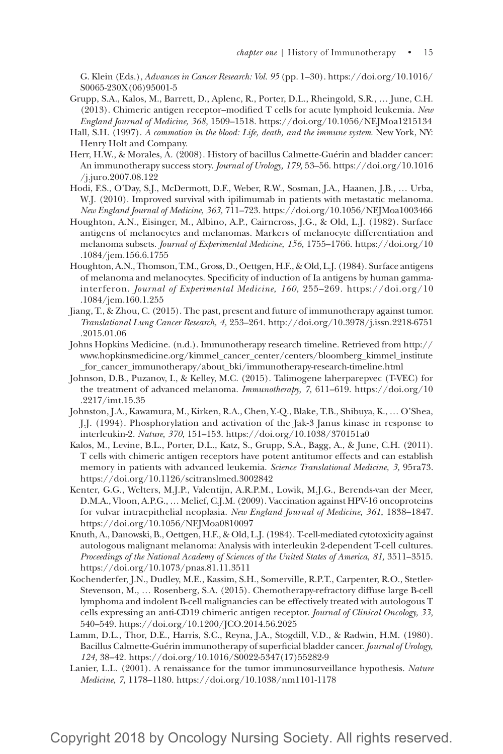G. Klein (Eds.), *Advances in Cancer Research: Vol. 95* (pp. 1–30). https://doi.org/10.1016/S0065-230X(06)95001-5

Grupp, S.A., Kalos, M., Barrett, D., Aplenc, R., Porter, D.L., Rheingold, S.R., … June, C.H. (2013). Chimeric antigen receptor–modified T cells for acute lymphoid leukemia. *New England Journal of Medicine, 368,* 1509–1518. https://doi.org/10.1056/NEJMoa1215134

Hall, S.H. (1997). *A commotion in the blood: Life, death, and the immune system*. New York, NY: Henry Holt and Company.

Herr, H.W., & Morales, A. (2008). History of bacillus Calmette-Guérin and bladder cancer: An immunotherapy success story. *Journal of Urology, 179,* 53–56. https://doi.org/10.1016/j.juro.2007.08.122

Hodi, F.S., O'Day, S.J., McDermott, D.F., Weber, R.W., Sosman, J.A., Haanen, J.B., … Urba, W.J. (2010). Improved survival with ipilimumab in patients with metastatic melanoma. *New England Journal of Medicine, 363,* 711–723. https://doi.org/10.1056/NEJMoa1003466

Houghton, A.N., Eisinger, M., Albino, A.P., Cairncross, J.G., & Old, L.J. (1982). Surface antigens of melanocytes and melanomas. Markers of melanocyte differentiation and melanoma subsets. *Journal of Experimental Medicine, 156,* 1755–1766. https://doi.org/10.1084/jem.156.6.1755

Houghton, A.N., Thomson, T.M., Gross, D., Oettgen, H.F., & Old, L.J. (1984). Surface antigens of melanoma and melanocytes. Specificity of induction of Ia antigens by human gamma-interferon. *Journal of Experimental Medicine, 160,* 255–269. https://doi.org/10.1084/jem.160.1.255

Jiang, T., & Zhou, C. (2015). The past, present and future of immunotherapy against tumor. *Translational Lung Cancer Research, 4,* 253–264. http://doi.org/10.3978/j.issn.2218-6751.2015.01.06

Johns Hopkins Medicine. (n.d.). Immunotherapy research timeline. Retrieved from http://www.hopkinsmedicine.org/kimmel_cancer_center/centers/bloomberg_kimmel_institute_for_cancer_immunotherapy/about_bki/immunotherapy-research-timeline.html

Johnson, D.B., Puzanov, I., & Kelley, M.C. (2015). Talimogene laherparepvec (T-VEC) for the treatment of advanced melanoma. *Immunotherapy, 7,* 611–619. https://doi.org/10.2217/imt.15.35

Johnston, J.A., Kawamura, M., Kirken, R.A., Chen, Y.-Q., Blake, T.B., Shibuya, K., … O'Shea, J.J. (1994). Phosphorylation and activation of the Jak-3 Janus kinase in response to interleukin-2. *Nature, 370,* 151–153. https://doi.org/10.1038/370151a0

Kalos, M., Levine, B.L., Porter, D.L., Katz, S., Grupp, S.A., Bagg, A., & June, C.H. (2011). T cells with chimeric antigen receptors have potent antitumor effects and can establish memory in patients with advanced leukemia. *Science Translational Medicine, 3,* 95ra73. https://doi.org/10.1126/scitranslmed.3002842

Kenter, G.G., Welters, M.J.P., Valentijn, A.R.P.M., Lowik, M.J.G., Berends-van der Meer, D.M.A., Vloon, A.P.G., … Melief, C.J.M. (2009). Vaccination against HPV-16 oncoproteins for vulvar intraepithelial neoplasia. *New England Journal of Medicine, 361,* 1838–1847. https://doi.org/10.1056/NEJMoa0810097

Knuth, A., Danowski, B., Oettgen, H.F., & Old, L.J. (1984). T-cell-mediated cytotoxicity against autologous malignant melanoma: Analysis with interleukin 2-dependent T-cell cultures. *Proceedings of the National Academy of Sciences of the United States of America, 81,* 3511–3515. https://doi.org/10.1073/pnas.81.11.3511

Kochenderfer, J.N., Dudley, M.E., Kassim, S.H., Somerville, R.P.T., Carpenter, R.O., Stetler-Stevenson, M., … Rosenberg, S.A. (2015). Chemotherapy-refractory diffuse large B-cell lymphoma and indolent B-cell malignancies can be effectively treated with autologous T cells expressing an anti-CD19 chimeric antigen receptor. *Journal of Clinical Oncology, 33,* 540–549. https://doi.org/10.1200/JCO.2014.56.2025

Lamm, D.L., Thor, D.E., Harris, S.C., Reyna, J.A., Stogdill, V.D., & Radwin, H.M. (1980). Bacillus Calmette-Guérin immunotherapy of superficial bladder cancer. *Journal of Urology, 124,* 38–42. https://doi.org/10.1016/S0022-5347(17)55282-9

Lanier, L.L. (2001). A renaissance for the tumor immunosurveillance hypothesis. *Nature Medicine, 7,* 1178–1180. https://doi.org/10.1038/nm1101-1178

Copyright 2018 by Oncology Nursing Society. All rights reserved.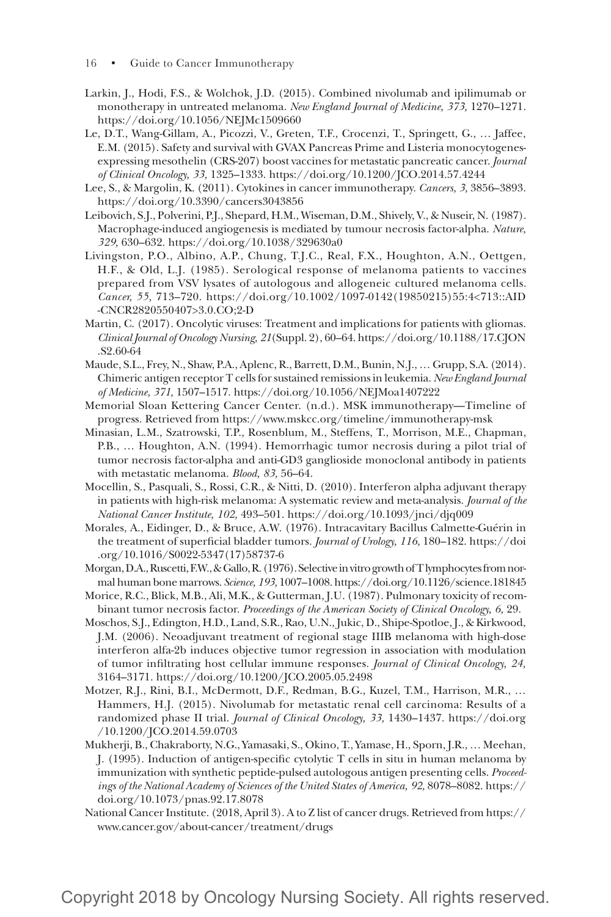Larkin, J., Hodi, F.S., & Wolchok, J.D. (2015). Combined nivolumab and ipilimumab or monotherapy in untreated melanoma. *New England Journal of Medicine, 373,* 1270–1271. https://doi.org/10.1056/NEJMc1509660

Le, D.T., Wang-Gillam, A., Picozzi, V., Greten, T.F., Crocenzi, T., Springett, G., … Jaffee, E.M. (2015). Safety and survival with GVAX Pancreas Prime and Listeria monocytogenes-expressing mesothelin (CRS-207) boost vaccines for metastatic pancreatic cancer. *Journal of Clinical Oncology, 33,* 1325–1333. https://doi.org/10.1200/JCO.2014.57.4244

Lee, S., & Margolin, K. (2011). Cytokines in cancer immunotherapy. *Cancers, 3,* 3856–3893. https://doi.org/10.3390/cancers3043856

Leibovich, S.J., Polverini, P.J., Shepard, H.M., Wiseman, D.M., Shively, V., & Nuseir, N. (1987). Macrophage-induced angiogenesis is mediated by tumour necrosis factor-alpha. *Nature, 329,* 630–632. https://doi.org/10.1038/329630a0

Livingston, P.O., Albino, A.P., Chung, T.J.C., Real, F.X., Houghton, A.N., Oettgen, H.F., & Old, L.J. (1985). Serological response of melanoma patients to vaccines prepared from VSV lysates of autologous and allogeneic cultured melanoma cells. *Cancer, 55,* 713–720. https://doi.org/10.1002/1097-0142(19850215)55:4<713::AID-CNCR2820550407>3.0.CO;2-D

Martin, C. (2017). Oncolytic viruses: Treatment and implications for patients with gliomas. *Clinical Journal of Oncology Nursing, 21*(Suppl. 2), 60–64. https://doi.org/10.1188/17.CJON.S2.60-64

Maude, S.L., Frey, N., Shaw, P.A., Aplenc, R., Barrett, D.M., Bunin, N.J., … Grupp, S.A. (2014). Chimeric antigen receptor T cells for sustained remissions in leukemia. *New England Journal of Medicine, 371,* 1507–1517. https://doi.org/10.1056/NEJMoa1407222

Memorial Sloan Kettering Cancer Center. (n.d.). MSK immunotherapy—Timeline of progress. Retrieved from https://www.mskcc.org/timeline/immunotherapy-msk

Minasian, L.M., Szatrowski, T.P., Rosenblum, M., Steffens, T., Morrison, M.E., Chapman, P.B., … Houghton, A.N. (1994). Hemorrhagic tumor necrosis during a pilot trial of tumor necrosis factor-alpha and anti-GD3 ganglioside monoclonal antibody in patients with metastatic melanoma. *Blood, 83,* 56–64.

Mocellin, S., Pasquali, S., Rossi, C.R., & Nitti, D. (2010). Interferon alpha adjuvant therapy in patients with high-risk melanoma: A systematic review and meta-analysis. *Journal of the National Cancer Institute, 102,* 493–501. https://doi.org/10.1093/jnci/djq009

Morales, A., Eidinger, D., & Bruce, A.W. (1976). Intracavitary Bacillus Calmette-Guérin in the treatment of superficial bladder tumors. *Journal of Urology, 116,* 180–182. https://doi.org/10.1016/S0022-5347(17)58737-6

Morgan, D.A., Ruscetti, F.W., & Gallo, R. (1976). Selective in vitro growth of T lymphocytes from normal human bone marrows. *Science, 193,* 1007–1008. https://doi.org/10.1126/science.181845

Morice, R.C., Blick, M.B., Ali, M.K., & Gutterman, J.U. (1987). Pulmonary toxicity of recombinant tumor necrosis factor. *Proceedings of the American Society of Clinical Oncology, 6,* 29.

Moschos, S.J., Edington, H.D., Land, S.R., Rao, U.N., Jukic, D., Shipe-Spotloe, J., & Kirkwood, J.M. (2006). Neoadjuvant treatment of regional stage IIIB melanoma with high-dose interferon alfa-2b induces objective tumor regression in association with modulation of tumor infiltrating host cellular immune responses. *Journal of Clinical Oncology, 24,* 3164–3171. https://doi.org/10.1200/JCO.2005.05.2498

Motzer, R.J., Rini, B.I., McDermott, D.F., Redman, B.G., Kuzel, T.M., Harrison, M.R., … Hammers, H.J. (2015). Nivolumab for metastatic renal cell carcinoma: Results of a randomized phase II trial. *Journal of Clinical Oncology, 33,* 1430–1437. https://doi.org/10.1200/JCO.2014.59.0703

Mukherji, B., Chakraborty, N.G., Yamasaki, S., Okino, T., Yamase, H., Sporn, J.R., … Meehan, J. (1995). Induction of antigen-specific cytolytic T cells in situ in human melanoma by immunization with synthetic peptide-pulsed autologous antigen presenting cells. *Proceedings of the National Academy of Sciences of the United States of America, 92,* 8078–8082. https://doi.org/10.1073/pnas.92.17.8078

National Cancer Institute. (2018, April 3). A to Z list of cancer drugs. Retrieved from https://www.cancer.gov/about-cancer/treatment/drugs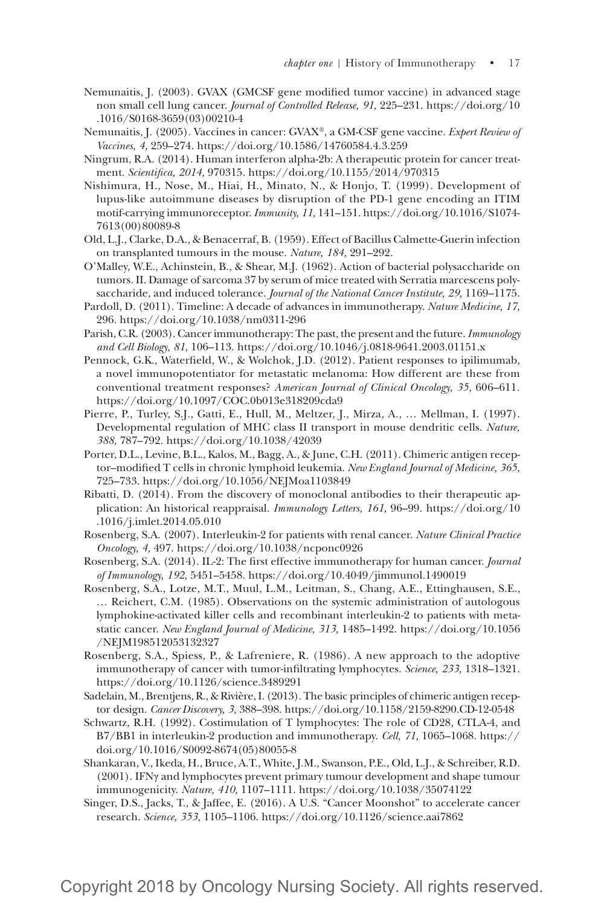Nemunaitis, J. (2003). GVAX (GMCSF gene modified tumor vaccine) in advanced stage non small cell lung cancer. *Journal of Controlled Release, 91,* 225–231. https://doi.org/10.1016/S0168-3659(03)00210-4

Nemunaitis, J. (2005). Vaccines in cancer: GVAX®, a GM-CSF gene vaccine. *Expert Review of Vaccines, 4,* 259–274. https://doi.org/10.1586/14760584.4.3.259

Ningrum, R.A. (2014). Human interferon alpha-2b: A therapeutic protein for cancer treatment. *Scientifica, 2014,* 970315. https://doi.org/10.1155/2014/970315

Nishimura, H., Nose, M., Hiai, H., Minato, N., & Honjo, T. (1999). Development of lupus-like autoimmune diseases by disruption of the PD-1 gene encoding an ITIM motif-carrying immunoreceptor. *Immunity, 11,* 141–151. https://doi.org/10.1016/S1074-7613(00)80089-8

Old, L.J., Clarke, D.A., & Benacerraf, B. (1959). Effect of Bacillus Calmette-Guerin infection on transplanted tumours in the mouse. *Nature, 184,* 291–292.

O'Malley, W.E., Achinstein, B., & Shear, M.J. (1962). Action of bacterial polysaccharide on tumors. II. Damage of sarcoma 37 by serum of mice treated with Serratia marcescens polysaccharide, and induced tolerance. *Journal of the National Cancer Institute, 29,* 1169–1175.

Pardoll, D. (2011). Timeline: A decade of advances in immunotherapy. *Nature Medicine, 17,* 296. https://doi.org/10.1038/nm0311-296

Parish, C.R. (2003). Cancer immunotherapy: The past, the present and the future. *Immunology and Cell Biology, 81,* 106–113. https://doi.org/10.1046/j.0818-9641.2003.01151.x

Pennock, G.K., Waterfield, W., & Wolchok, J.D. (2012). Patient responses to ipilimumab, a novel immunopotentiator for metastatic melanoma: How different are these from conventional treatment responses? *American Journal of Clinical Oncology, 35,* 606–611. https://doi.org/10.1097/COC.0b013e318209cda9

Pierre, P., Turley, S.J., Gatti, E., Hull, M., Meltzer, J., Mirza, A., … Mellman, I. (1997). Developmental regulation of MHC class II transport in mouse dendritic cells. *Nature, 388,* 787–792. https://doi.org/10.1038/42039

Porter, D.L., Levine, B.L., Kalos, M., Bagg, A., & June, C.H. (2011). Chimeric antigen receptor–modified T cells in chronic lymphoid leukemia. *New England Journal of Medicine, 365,* 725–733. https://doi.org/10.1056/NEJMoa1103849

Ribatti, D. (2014). From the discovery of monoclonal antibodies to their therapeutic application: An historical reappraisal. *Immunology Letters, 161,* 96–99. https://doi.org/10.1016/j.imlet.2014.05.010

Rosenberg, S.A. (2007). Interleukin-2 for patients with renal cancer. *Nature Clinical Practice Oncology, 4,* 497. https://doi.org/10.1038/ncponc0926

Rosenberg, S.A. (2014). IL-2: The first effective immunotherapy for human cancer. *Journal of Immunology, 192,* 5451–5458. https://doi.org/10.4049/jimmunol.1490019

Rosenberg, S.A., Lotze, M.T., Muul, L.M., Leitman, S., Chang, A.E., Ettinghausen, S.E., … Reichert, C.M. (1985). Observations on the systemic administration of autologous lymphokine-activated killer cells and recombinant interleukin-2 to patients with metastatic cancer. *New England Journal of Medicine, 313,* 1485–1492. https://doi.org/10.1056/NEJM198512053132327

Rosenberg, S.A., Spiess, P., & Lafreniere, R. (1986). A new approach to the adoptive immunotherapy of cancer with tumor-infiltrating lymphocytes. *Science, 233,* 1318–1321. https://doi.org/10.1126/science.3489291

Sadelain, M., Brentjens, R., & Rivière, I. (2013). The basic principles of chimeric antigen receptor design. *Cancer Discovery, 3,* 388–398. https://doi.org/10.1158/2159-8290.CD-12-0548

Schwartz, R.H. (1992). Costimulation of T lymphocytes: The role of CD28, CTLA-4, and B7/BB1 in interleukin-2 production and immunotherapy. *Cell, 71,* 1065–1068. https://doi.org/10.1016/S0092-8674(05)80055-8

Shankaran, V., Ikeda, H., Bruce, A.T., White, J.M., Swanson, P.E., Old, L.J., & Schreiber, R.D. (2001). IFNγ and lymphocytes prevent primary tumour development and shape tumour immunogenicity. *Nature, 410,* 1107–1111. https://doi.org/10.1038/35074122

Singer, D.S., Jacks, T., & Jaffee, E. (2016). A U.S. "Cancer Moonshot" to accelerate cancer research. *Science, 353,* 1105–1106. https://doi.org/10.1126/science.aai7862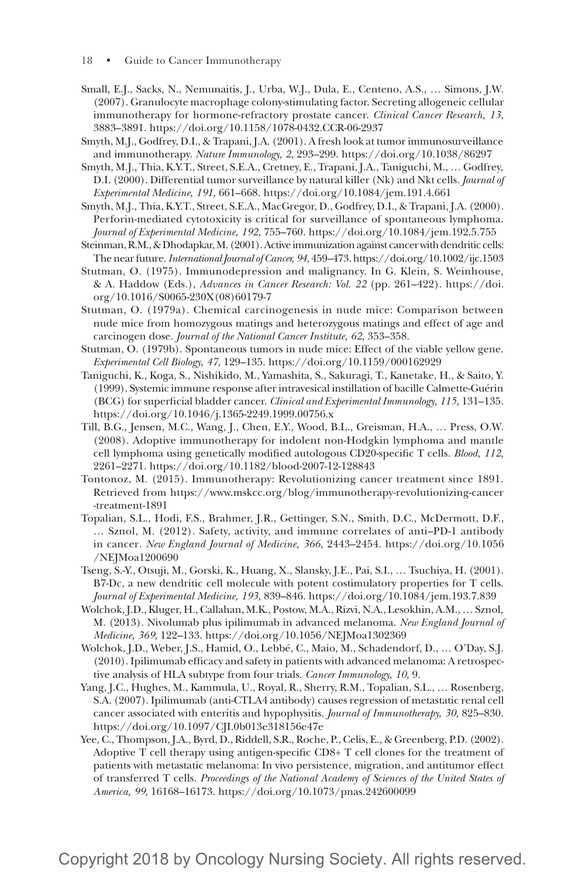Small, E.J., Sacks, N., Nemunaitis, J., Urba, W.J., Dula, E., Centeno, A.S., … Simons, J.W. (2007). Granulocyte macrophage colony-stimulating factor. Secreting allogeneic cellular immunotherapy for hormone-refractory prostate cancer. *Clinical Cancer Research, 13,* 3883–3891. https://doi.org/10.1158/1078-0432.CCR-06-2937

Smyth, M.J., Godfrey, D.I., & Trapani, J.A. (2001). A fresh look at tumor immunosurveillance and immunotherapy. *Nature Immunology, 2,* 293–299. https://doi.org/10.1038/86297

Smyth, M.J., Thia, K.Y.T., Street, S.E.A., Cretney, E., Trapani, J.A., Taniguchi, M., … Godfrey, D.I. (2000). Differential tumor surveillance by natural killer (Nk) and Nkt cells. *Journal of Experimental Medicine, 191,* 661–668. https://doi.org/10.1084/jem.191.4.661

Smyth, M.J., Thia, K.Y.T., Street, S.E.A., MacGregor, D., Godfrey, D.I., & Trapani, J.A. (2000). Perforin-mediated cytotoxicity is critical for surveillance of spontaneous lymphoma. *Journal of Experimental Medicine, 192,* 755–760. https://doi.org/10.1084/jem.192.5.755

Steinman, R.M., & Dhodapkar, M. (2001). Active immunization against cancer with dendritic cells: The near future. *International Journal of Cancer, 94,* 459–473. https://doi.org/10.1002/ijc.1503

Stutman, O. (1975). Immunodepression and malignancy. In G. Klein, S. Weinhouse, & A. Haddow (Eds.), *Advances in Cancer Research: Vol. 22* (pp. 261–422). https://doi.org/10.1016/S0065-230X(08)60179-7

Stutman, O. (1979a). Chemical carcinogenesis in nude mice: Comparison between nude mice from homozygous matings and heterozygous matings and effect of age and carcinogen dose. *Journal of the National Cancer Institute, 62,* 353–358.

Stutman, O. (1979b). Spontaneous tumors in nude mice: Effect of the viable yellow gene. *Experimental Cell Biology, 47,* 129–135. https://doi.org/10.1159/000162929

Taniguchi, K., Koga, S., Nishikido, M., Yamashita, S., Sakuragi, T., Kanetake, H., & Saito, Y. (1999). Systemic immune response after intravesical instillation of bacille Calmette-Guérin (BCG) for superficial bladder cancer. *Clinical and Experimental Immunology, 115,* 131–135. https://doi.org/10.1046/j.1365-2249.1999.00756.x

Till, B.G., Jensen, M.C., Wang, J., Chen, E.Y., Wood, B.L., Greisman, H.A., … Press, O.W. (2008). Adoptive immunotherapy for indolent non-Hodgkin lymphoma and mantle cell lymphoma using genetically modified autologous CD20-specific T cells. *Blood, 112,* 2261–2271. https://doi.org/10.1182/blood-2007-12-128843

Tontonoz, M. (2015). Immunotherapy: Revolutionizing cancer treatment since 1891. Retrieved from https://www.mskcc.org/blog/immunotherapy-revolutionizing-cancer-treatment-1891

Topalian, S.L., Hodi, F.S., Brahmer, J.R., Gettinger, S.N., Smith, D.C., McDermott, D.F., … Sznol, M. (2012). Safety, activity, and immune correlates of anti–PD-1 antibody in cancer. *New England Journal of Medicine, 366,* 2443–2454. https://doi.org/10.1056/NEJMoa1200690

Tseng, S.-Y., Otsuji, M., Gorski, K., Huang, X., Slansky, J.E., Pai, S.I., … Tsuchiya, H. (2001). B7-Dc, a new dendritic cell molecule with potent costimulatory properties for T cells. *Journal of Experimental Medicine, 193,* 839–846. https://doi.org/10.1084/jem.193.7.839

Wolchok, J.D., Kluger, H., Callahan, M.K., Postow, M.A., Rizvi, N.A., Lesokhin, A.M., … Sznol, M. (2013). Nivolumab plus ipilimumab in advanced melanoma. *New England Journal of Medicine, 369,* 122–133. https://doi.org/10.1056/NEJMoa1302369

Wolchok, J.D., Weber, J.S., Hamid, O., Lebbé, C., Maio, M., Schadendorf, D., … O'Day, S.J. (2010). Ipilimumab efficacy and safety in patients with advanced melanoma: A retrospective analysis of HLA subtype from four trials. *Cancer Immunology, 10,* 9.

Yang, J.C., Hughes, M., Kammula, U., Royal, R., Sherry, R.M., Topalian, S.L., … Rosenberg, S.A. (2007). Ipilimumab (anti-CTLA4 antibody) causes regression of metastatic renal cell cancer associated with enteritis and hypophysitis. *Journal of Immunotherapy, 30,* 825–830. https://doi.org/10.1097/CJI.0b013e318156e47e

Yee, C., Thompson, J.A., Byrd, D., Riddell, S.R., Roche, P., Celis, E., & Greenberg, P.D. (2002). Adoptive T cell therapy using antigen-specific CD8+ T cell clones for the treatment of patients with metastatic melanoma: In vivo persistence, migration, and antitumor effect of transferred T cells. *Proceedings of the National Academy of Sciences of the United States of America, 99,* 16168–16173. https://doi.org/10.1073/pnas.242600099